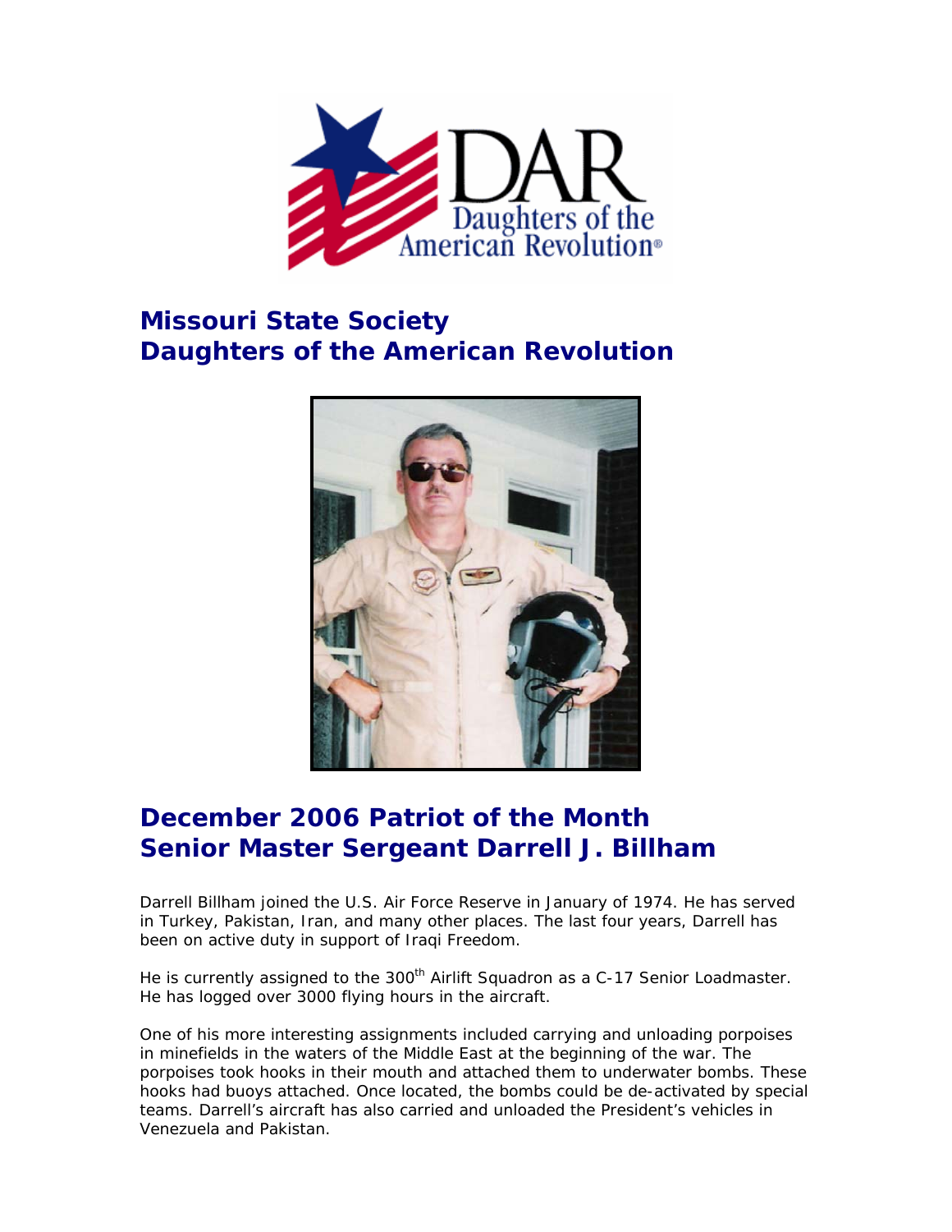DAR
Daughters of the American Revolution®

# Missouri State Society Daughters of the American Revolution

# December 2006 Patriot of the Month Senior Master Sergeant Darrell J. Billham

Darrell Billham joined the U.S. Air Force Reserve in January of 1974. He has served in Turkey, Pakistan, Iran, and many other places. The last four years, Darrell has been on active duty in support of Iraqi Freedom.

He is currently assigned to the 300th Airlift Squadron as a C-17 Senior Loadmaster. He has logged over 3000 flying hours in the aircraft.

One of his more interesting assignments included carrying and unloading porpoises in minefields in the waters of the Middle East at the beginning of the war. The porpoises took hooks in their mouth and attached them to underwater bombs. These hooks had buoys attached. Once located, the bombs could be de-activated by special teams. Darrell's aircraft has also carried and unloaded the President's vehicles in Venezuela and Pakistan.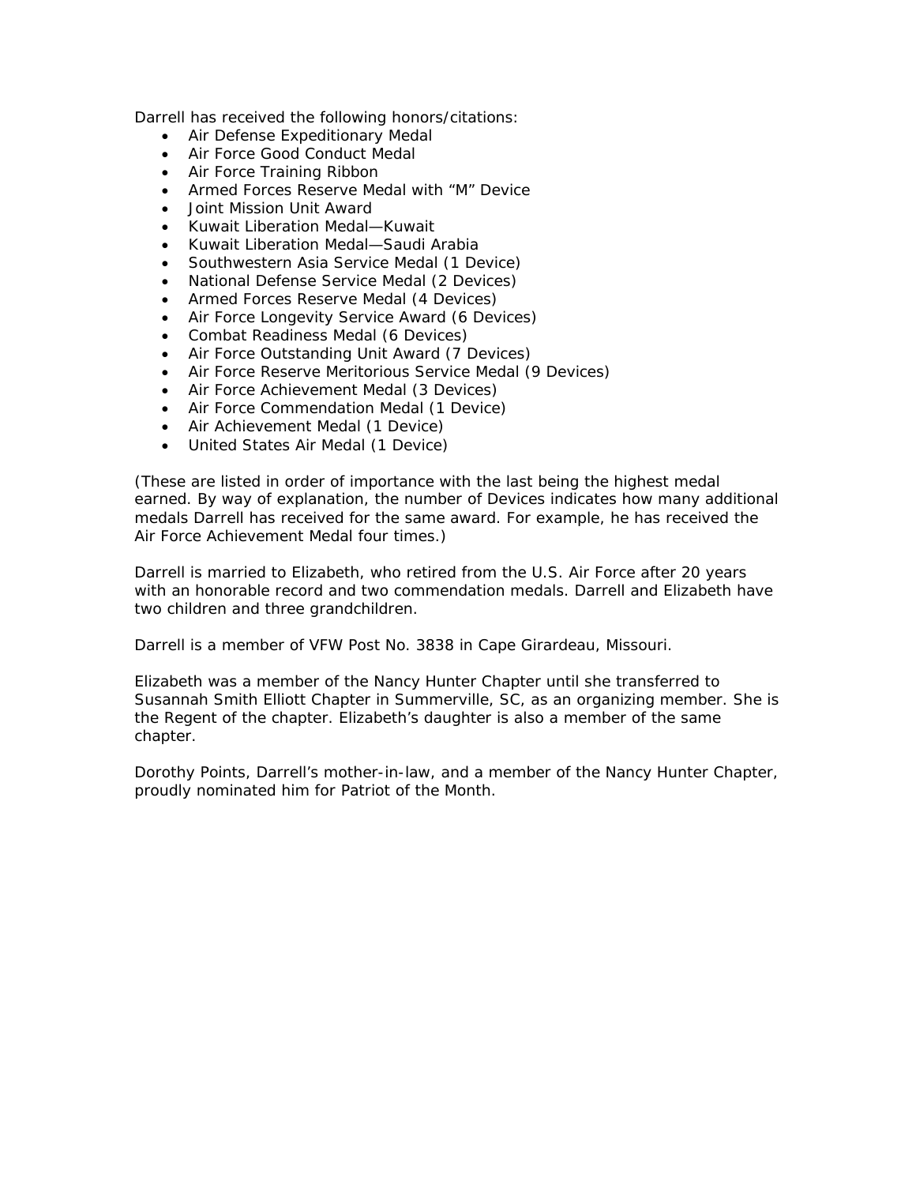Darrell has received the following honors/citations:

- Air Defense Expeditionary Medal
- Air Force Good Conduct Medal
- Air Force Training Ribbon
- Armed Forces Reserve Medal with “M” Device
- Joint Mission Unit Award
- Kuwait Liberation Medal—Kuwait
- Kuwait Liberation Medal—Saudi Arabia
- Southwestern Asia Service Medal (1 Device)
- National Defense Service Medal (2 Devices)
- Armed Forces Reserve Medal (4 Devices)
- Air Force Longevity Service Award (6 Devices)
- Combat Readiness Medal (6 Devices)
- Air Force Outstanding Unit Award (7 Devices)
- Air Force Reserve Meritorious Service Medal (9 Devices)
- Air Force Achievement Medal (3 Devices)
- Air Force Commendation Medal (1 Device)
- Air Achievement Medal (1 Device)
- United States Air Medal (1 Device)

(These are listed in order of importance with the last being the highest medal earned. By way of explanation, the number of Devices indicates how many additional medals Darrell has received for the same award. For example, he has received the Air Force Achievement Medal four times.)

Darrell is married to Elizabeth, who retired from the U.S. Air Force after 20 years with an honorable record and two commendation medals. Darrell and Elizabeth have two children and three grandchildren.

Darrell is a member of VFW Post No. 3838 in Cape Girardeau, Missouri.

Elizabeth was a member of the Nancy Hunter Chapter until she transferred to Susannah Smith Elliott Chapter in Summerville, SC, as an organizing member. She is the Regent of the chapter. Elizabeth’s daughter is also a member of the same chapter.

Dorothy Points, Darrell’s mother-in-law, and a member of the Nancy Hunter Chapter, proudly nominated him for Patriot of the Month.